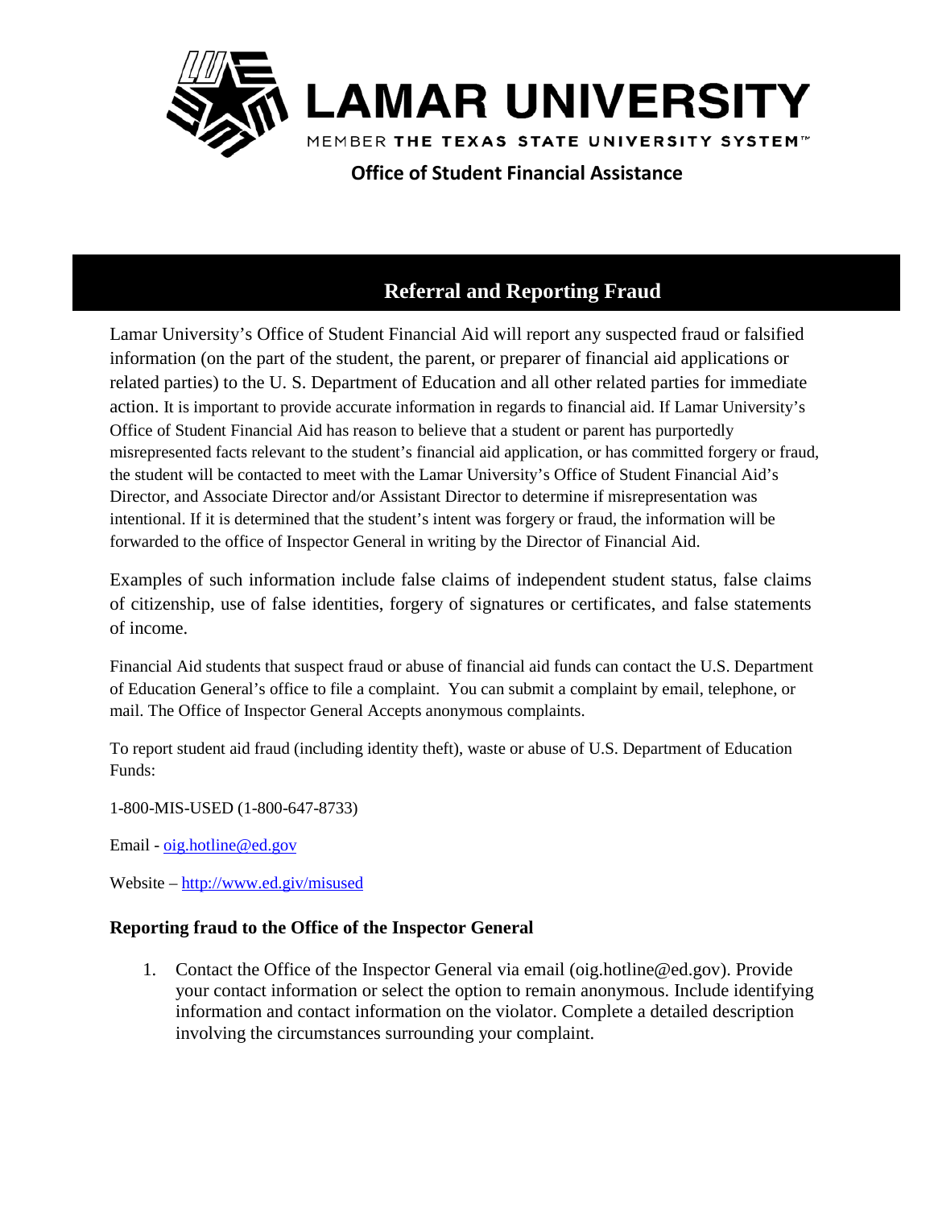# LAMAR UNIVERSITY

MEMBER THE TEXAS STATE UNIVERSITY SYSTEM™

**Office of Student Financial Assistance**

## Referral and Reporting Fraud

Lamar University's Office of Student Financial Aid will report any suspected fraud or falsified information (on the part of the student, the parent, or preparer of financial aid applications or related parties) to the U. S. Department of Education and all other related parties for immediate action. It is important to provide accurate information in regards to financial aid. If Lamar University's Office of Student Financial Aid has reason to believe that a student or parent has purportedly misrepresented facts relevant to the student's financial aid application, or has committed forgery or fraud, the student will be contacted to meet with the Lamar University's Office of Student Financial Aid's Director, and Associate Director and/or Assistant Director to determine if misrepresentation was intentional. If it is determined that the student's intent was forgery or fraud, the information will be forwarded to the office of Inspector General in writing by the Director of Financial Aid.

Examples of such information include false claims of independent student status, false claims of citizenship, use of false identities, forgery of signatures or certificates, and false statements of income.

Financial Aid students that suspect fraud or abuse of financial aid funds can contact the U.S. Department of Education General's office to file a complaint. You can submit a complaint by email, telephone, or mail. The Office of Inspector General Accepts anonymous complaints.

To report student aid fraud (including identity theft), waste or abuse of U.S. Department of Education Funds:

1-800-MIS-USED (1-800-647-8733)

Email - oig.hotline@ed.gov

Website – http://www.ed.giv/misused

### Reporting fraud to the Office of the Inspector General

1. Contact the Office of the Inspector General via email (oig.hotline@ed.gov). Provide your contact information or select the option to remain anonymous. Include identifying information and contact information on the violator. Complete a detailed description involving the circumstances surrounding your complaint.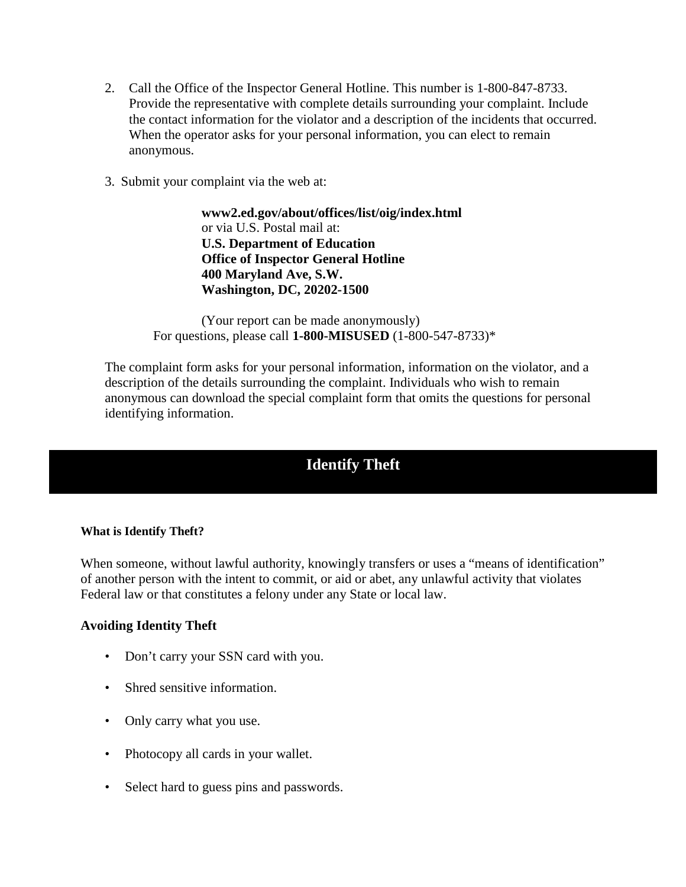2. Call the Office of the Inspector General Hotline. This number is 1-800-847-8733. Provide the representative with complete details surrounding your complaint. Include the contact information for the violator and a description of the incidents that occurred. When the operator asks for your personal information, you can elect to remain anonymous.

3. Submit your complaint via the web at:

   **www2.ed.gov/about/offices/list/oig/index.html**
   or via U.S. Postal mail at:
   **U.S. Department of Education**
   **Office of Inspector General Hotline**
   **400 Maryland Ave, S.W.**
   **Washington, DC, 20202-1500**

   (Your report can be made anonymously)
   For questions, please call **1-800-MISUSED** (1-800-547-8733)*

The complaint form asks for your personal information, information on the violator, and a description of the details surrounding the complaint. Individuals who wish to remain anonymous can download the special complaint form that omits the questions for personal identifying information.

## Identify Theft

#### What is Identify Theft?

When someone, without lawful authority, knowingly transfers or uses a "means of identification" of another person with the intent to commit, or aid or abet, any unlawful activity that violates Federal law or that constitutes a felony under any State or local law.

### Avoiding Identity Theft

- Don't carry your SSN card with you.
- Shred sensitive information.
- Only carry what you use.
- Photocopy all cards in your wallet.
- Select hard to guess pins and passwords.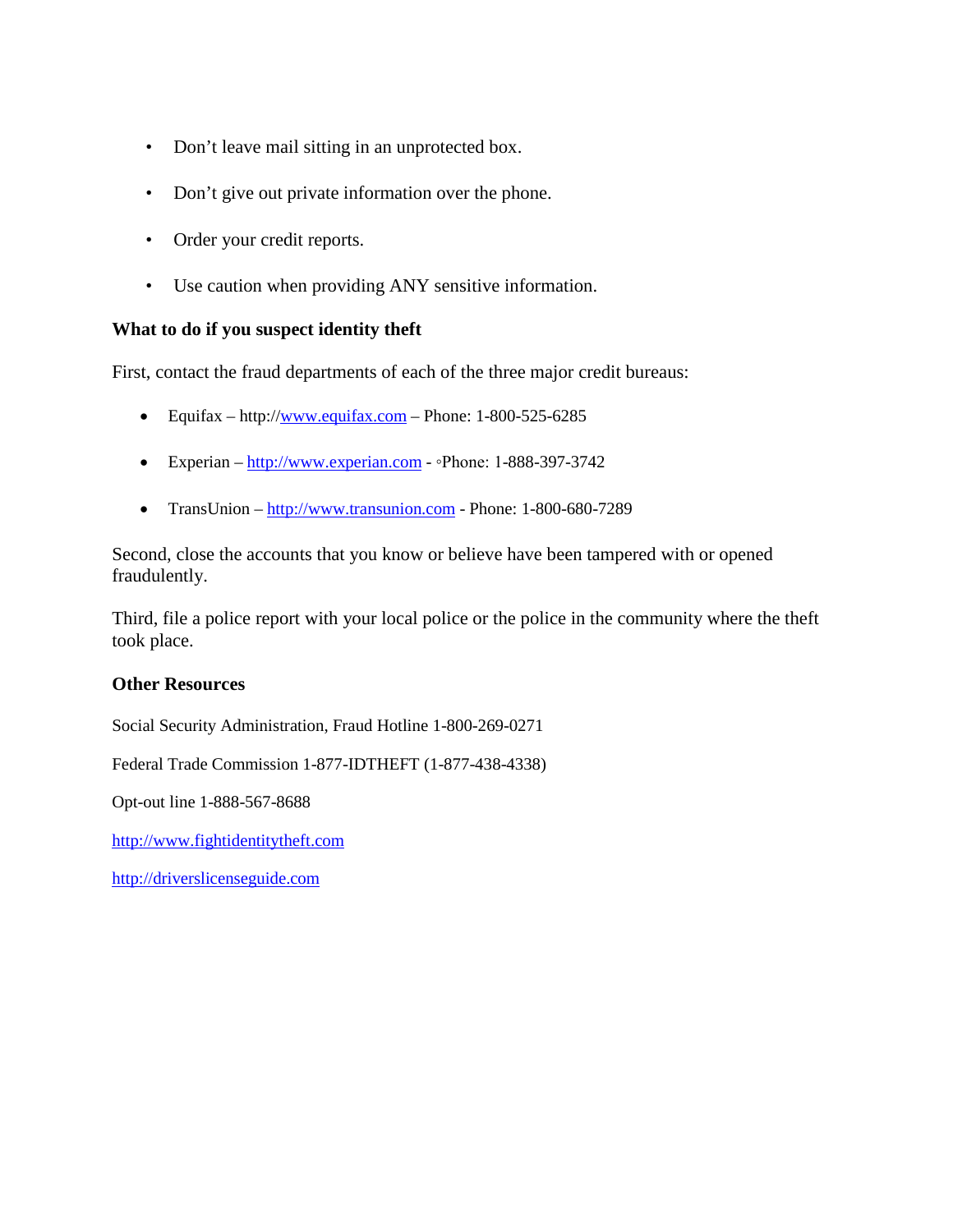- Don’t leave mail sitting in an unprotected box.
- Don’t give out private information over the phone.
- Order your credit reports.
- Use caution when providing ANY sensitive information.

**What to do if you suspect identity theft**

First, contact the fraud departments of each of the three major credit bureaus:

- Equifax – http://www.equifax.com – Phone: 1-800-525-6285
- Experian – http://www.experian.com - ◦Phone: 1-888-397-3742
- TransUnion – http://www.transunion.com - Phone: 1-800-680-7289

Second, close the accounts that you know or believe have been tampered with or opened fraudulently.

Third, file a police report with your local police or the police in the community where the theft took place.

**Other Resources**

Social Security Administration, Fraud Hotline 1-800-269-0271

Federal Trade Commission 1-877-IDTHEFT (1-877-438-4338)

Opt-out line 1-888-567-8688

http://www.fightidentitytheft.com

http://driverslicenseguide.com